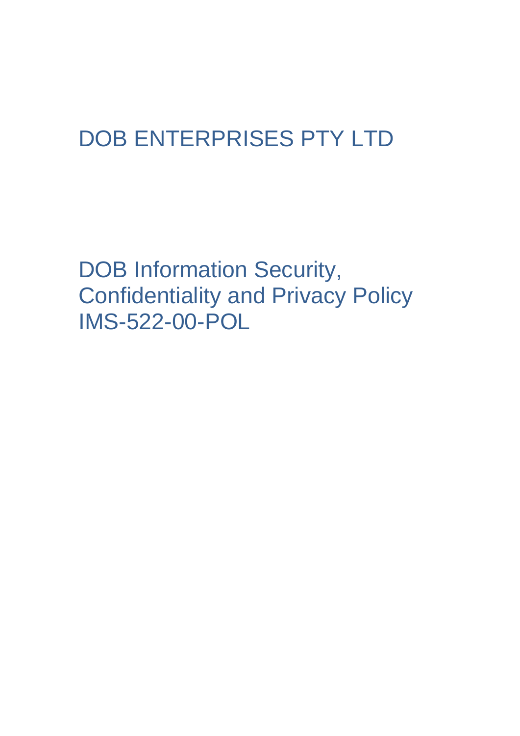# DOB ENTERPRISES PTY LTD

# DOB Information Security, Confidentiality and Privacy Policy IMS-522-00-POL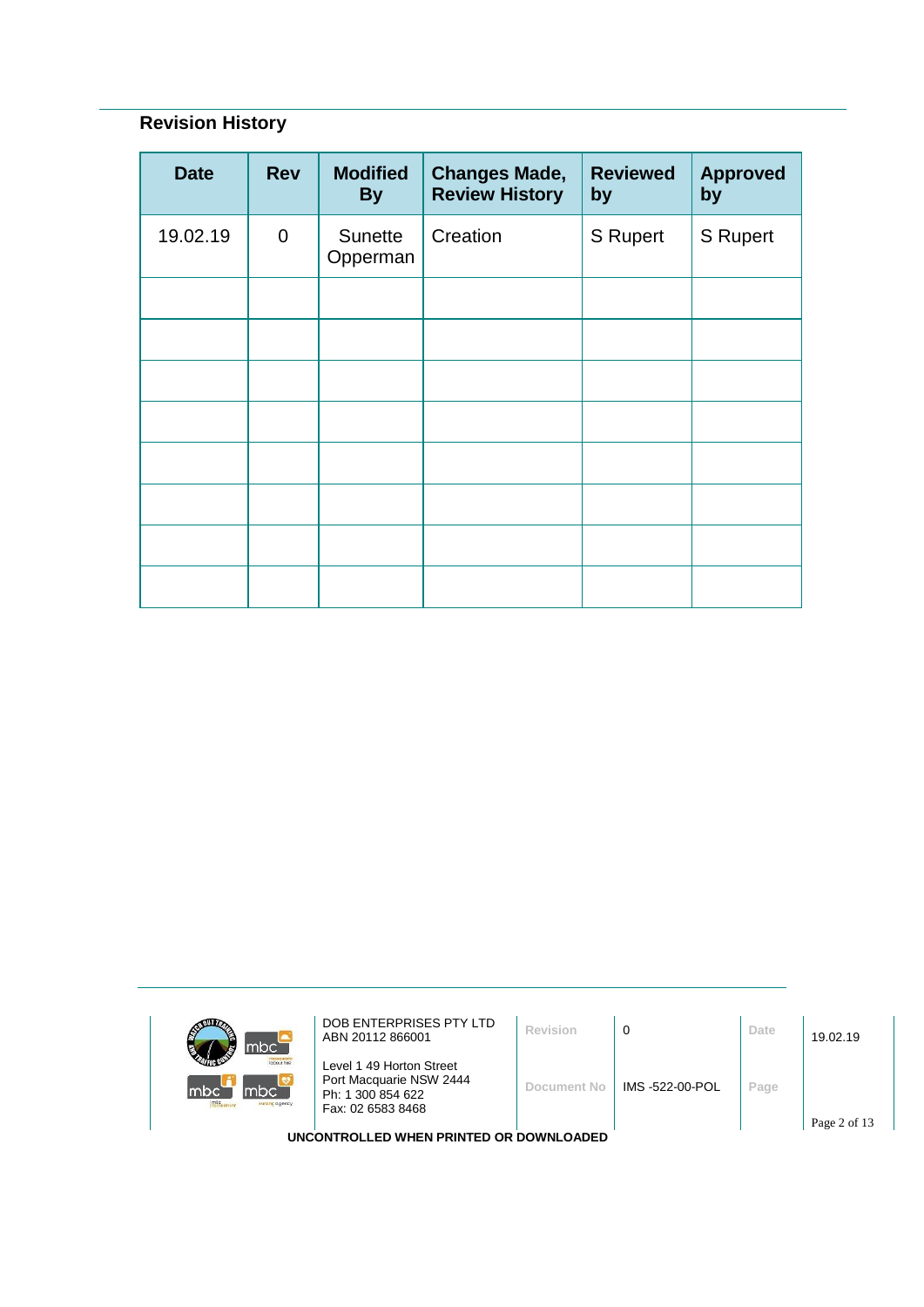## Revision History

| Date | Rev | Modified By | Changes Made, Review History | Reviewed by | Approved by |
|---|---|---|---|---|---|
| 19.02.19 | 0 | Sunette Opperman | Creation | S Rupert | S Rupert |
| | | | | | |
| | | | | | |
| | | | | | |
| | | | | | |
| | | | | | |
| | | | | | |
| | | | | | |
| | | | | | |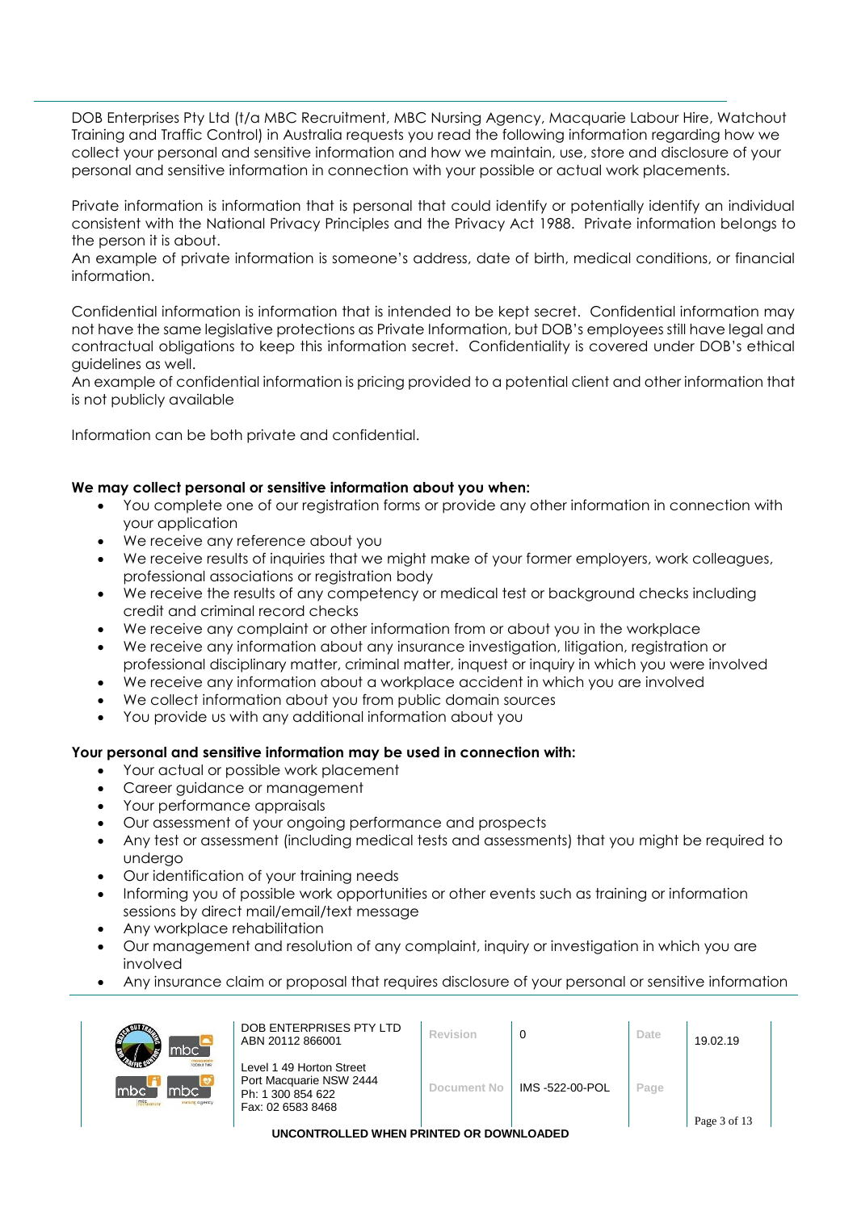DOB Enterprises Pty Ltd (t/a MBC Recruitment, MBC Nursing Agency, Macquarie Labour Hire, Watchout Training and Traffic Control) in Australia requests you read the following information regarding how we collect your personal and sensitive information and how we maintain, use, store and disclosure of your personal and sensitive information in connection with your possible or actual work placements.

Private information is information that is personal that could identify or potentially identify an individual consistent with the National Privacy Principles and the Privacy Act 1988. Private information belongs to the person it is about.
An example of private information is someone's address, date of birth, medical conditions, or financial information.

Confidential information is information that is intended to be kept secret. Confidential information may not have the same legislative protections as Private Information, but DOB's employees still have legal and contractual obligations to keep this information secret. Confidentiality is covered under DOB's ethical guidelines as well.
An example of confidential information is pricing provided to a potential client and other information that is not publicly available

Information can be both private and confidential.

**We may collect personal or sensitive information about you when:**

- You complete one of our registration forms or provide any other information in connection with your application
- We receive any reference about you
- We receive results of inquiries that we might make of your former employers, work colleagues, professional associations or registration body
- We receive the results of any competency or medical test or background checks including credit and criminal record checks
- We receive any complaint or other information from or about you in the workplace
- We receive any information about any insurance investigation, litigation, registration or professional disciplinary matter, criminal matter, inquest or inquiry in which you were involved
- We receive any information about a workplace accident in which you are involved
- We collect information about you from public domain sources
- You provide us with any additional information about you

**Your personal and sensitive information may be used in connection with:**

- Your actual or possible work placement
- Career guidance or management
- Your performance appraisals
- Our assessment of your ongoing performance and prospects
- Any test or assessment (including medical tests and assessments) that you might be required to undergo
- Our identification of your training needs
- Informing you of possible work opportunities or other events such as training or information sessions by direct mail/email/text message
- Any workplace rehabilitation
- Our management and resolution of any complaint, inquiry or investigation in which you are involved
- Any insurance claim or proposal that requires disclosure of your personal or sensitive information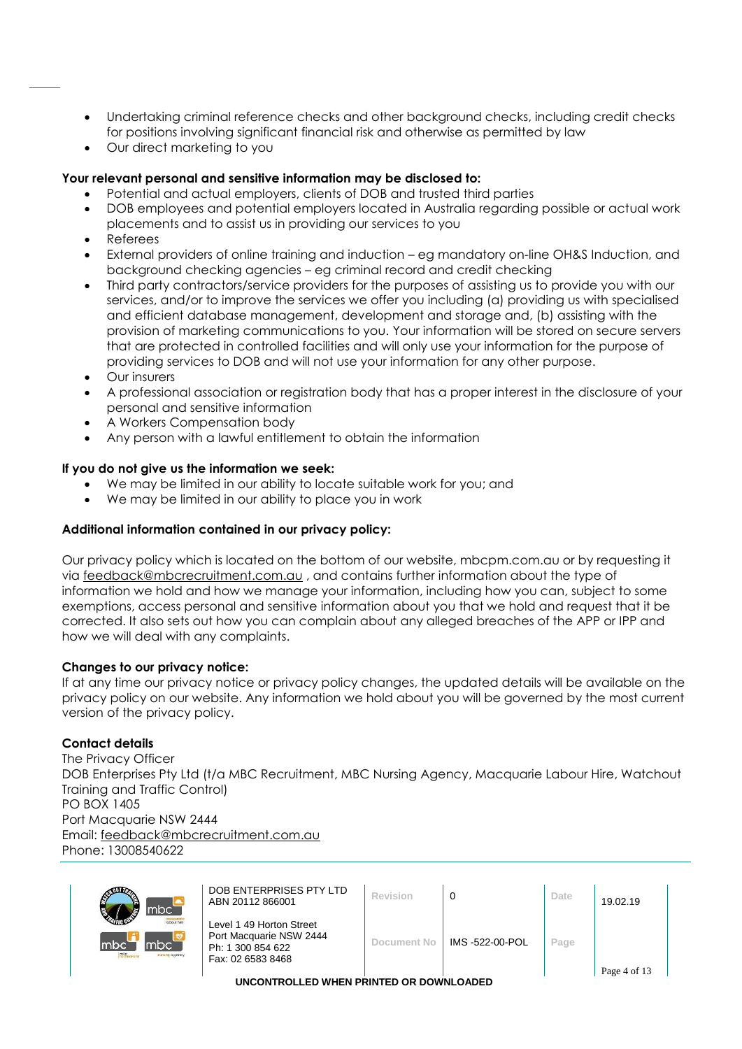- Undertaking criminal reference checks and other background checks, including credit checks for positions involving significant financial risk and otherwise as permitted by law
- Our direct marketing to you

**Your relevant personal and sensitive information may be disclosed to:**

- Potential and actual employers, clients of DOB and trusted third parties
- DOB employees and potential employers located in Australia regarding possible or actual work placements and to assist us in providing our services to you
- Referees
- External providers of online training and induction – eg mandatory on-line OH&S Induction, and background checking agencies – eg criminal record and credit checking
- Third party contractors/service providers for the purposes of assisting us to provide you with our services, and/or to improve the services we offer you including (a) providing us with specialised and efficient database management, development and storage and, (b) assisting with the provision of marketing communications to you. Your information will be stored on secure servers that are protected in controlled facilities and will only use your information for the purpose of providing services to DOB and will not use your information for any other purpose.
- Our insurers
- A professional association or registration body that has a proper interest in the disclosure of your personal and sensitive information
- A Workers Compensation body
- Any person with a lawful entitlement to obtain the information

**If you do not give us the information we seek:**

- We may be limited in our ability to locate suitable work for you; and
- We may be limited in our ability to place you in work

**Additional information contained in our privacy policy:**

Our privacy policy which is located on the bottom of our website, mbcpm.com.au or by requesting it via feedback@mbcrecruitment.com.au , and contains further information about the type of information we hold and how we manage your information, including how you can, subject to some exemptions, access personal and sensitive information about you that we hold and request that it be corrected. It also sets out how you can complain about any alleged breaches of the APP or IPP and how we will deal with any complaints.

**Changes to our privacy notice:**

If at any time our privacy notice or privacy policy changes, the updated details will be available on the privacy policy on our website. Any information we hold about you will be governed by the most current version of the privacy policy.

**Contact details**

The Privacy Officer
DOB Enterprises Pty Ltd (t/a MBC Recruitment, MBC Nursing Agency, Macquarie Labour Hire, Watchout Training and Traffic Control)
PO BOX 1405
Port Macquarie NSW 2444
Email: feedback@mbcrecruitment.com.au
Phone: 13008540622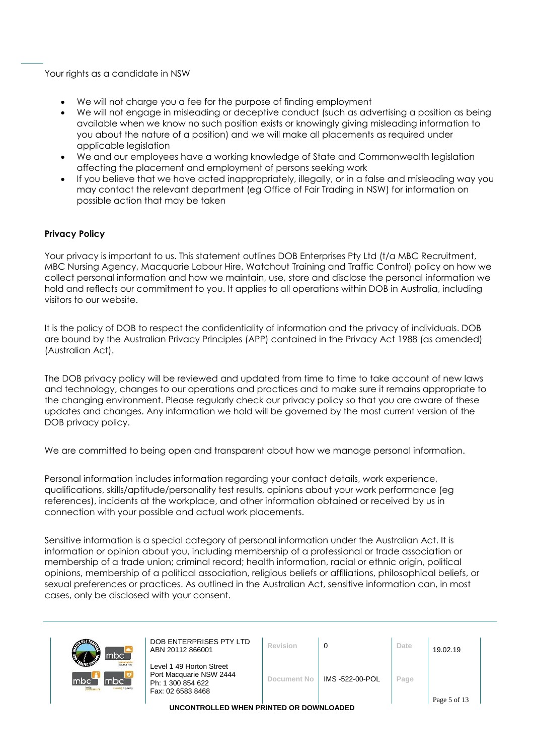Your rights as a candidate in NSW

- We will not charge you a fee for the purpose of finding employment
- We will not engage in misleading or deceptive conduct (such as advertising a position as being available when we know no such position exists or knowingly giving misleading information to you about the nature of a position) and we will make all placements as required under applicable legislation
- We and our employees have a working knowledge of State and Commonwealth legislation affecting the placement and employment of persons seeking work
- If you believe that we have acted inappropriately, illegally, or in a false and misleading way you may contact the relevant department (eg Office of Fair Trading in NSW) for information on possible action that may be taken

**Privacy Policy**

Your privacy is important to us. This statement outlines DOB Enterprises Pty Ltd (t/a MBC Recruitment, MBC Nursing Agency, Macquarie Labour Hire, Watchout Training and Traffic Control) policy on how we collect personal information and how we maintain, use, store and disclose the personal information we hold and reflects our commitment to you. It applies to all operations within DOB in Australia, including visitors to our website.

It is the policy of DOB to respect the confidentiality of information and the privacy of individuals. DOB are bound by the Australian Privacy Principles (APP) contained in the Privacy Act 1988 (as amended) (Australian Act).

The DOB privacy policy will be reviewed and updated from time to time to take account of new laws and technology, changes to our operations and practices and to make sure it remains appropriate to the changing environment. Please regularly check our privacy policy so that you are aware of these updates and changes. Any information we hold will be governed by the most current version of the DOB privacy policy.

We are committed to being open and transparent about how we manage personal information.

Personal information includes information regarding your contact details, work experience, qualifications, skills/aptitude/personality test results, opinions about your work performance (eg references), incidents at the workplace, and other information obtained or received by us in connection with your possible and actual work placements.

Sensitive information is a special category of personal information under the Australian Act. It is information or opinion about you, including membership of a professional or trade association or membership of a trade union; criminal record; health information, racial or ethnic origin, political opinions, membership of a political association, religious beliefs or affiliations, philosophical beliefs, or sexual preferences or practices. As outlined in the Australian Act, sensitive information can, in most cases, only be disclosed with your consent.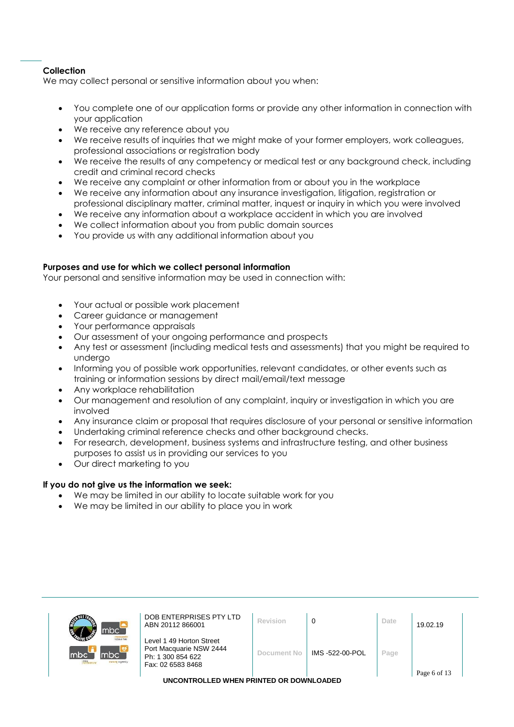**Collection**

We may collect personal or sensitive information about you when:

- You complete one of our application forms or provide any other information in connection with your application
- We receive any reference about you
- We receive results of inquiries that we might make of your former employers, work colleagues, professional associations or registration body
- We receive the results of any competency or medical test or any background check, including credit and criminal record checks
- We receive any complaint or other information from or about you in the workplace
- We receive any information about any insurance investigation, litigation, registration or professional disciplinary matter, criminal matter, inquest or inquiry in which you were involved
- We receive any information about a workplace accident in which you are involved
- We collect information about you from public domain sources
- You provide us with any additional information about you

**Purposes and use for which we collect personal information**

Your personal and sensitive information may be used in connection with:

- Your actual or possible work placement
- Career guidance or management
- Your performance appraisals
- Our assessment of your ongoing performance and prospects
- Any test or assessment (including medical tests and assessments) that you might be required to undergo
- Informing you of possible work opportunities, relevant candidates, or other events such as training or information sessions by direct mail/email/text message
- Any workplace rehabilitation
- Our management and resolution of any complaint, inquiry or investigation in which you are involved
- Any insurance claim or proposal that requires disclosure of your personal or sensitive information
- Undertaking criminal reference checks and other background checks.
- For research, development, business systems and infrastructure testing, and other business purposes to assist us in providing our services to you
- Our direct marketing to you

**If you do not give us the information we seek:**

- We may be limited in our ability to locate suitable work for you
- We may be limited in our ability to place you in work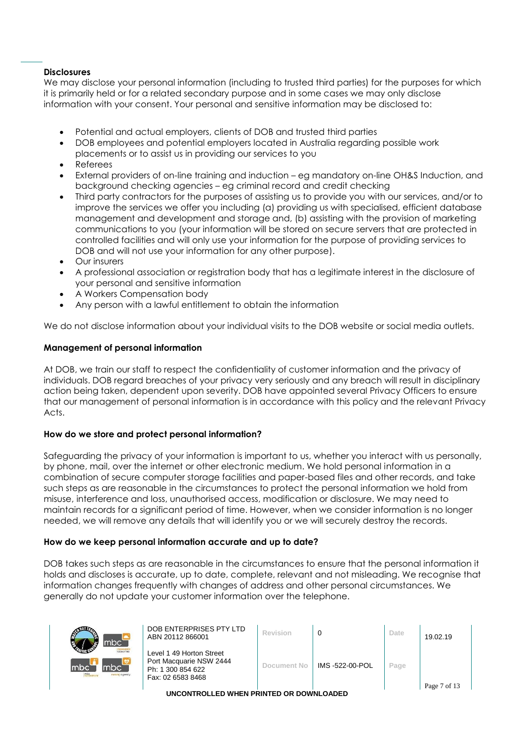**Disclosures**

We may disclose your personal information (including to trusted third parties) for the purposes for which it is primarily held or for a related secondary purpose and in some cases we may only disclose information with your consent. Your personal and sensitive information may be disclosed to:

- Potential and actual employers, clients of DOB and trusted third parties
- DOB employees and potential employers located in Australia regarding possible work placements or to assist us in providing our services to you
- Referees
- External providers of on-line training and induction – eg mandatory on-line OH&S Induction, and background checking agencies – eg criminal record and credit checking
- Third party contractors for the purposes of assisting us to provide you with our services, and/or to improve the services we offer you including (a) providing us with specialised, efficient database management and development and storage and, (b) assisting with the provision of marketing communications to you (your information will be stored on secure servers that are protected in controlled facilities and will only use your information for the purpose of providing services to DOB and will not use your information for any other purpose).
- Our insurers
- A professional association or registration body that has a legitimate interest in the disclosure of your personal and sensitive information
- A Workers Compensation body
- Any person with a lawful entitlement to obtain the information

We do not disclose information about your individual visits to the DOB website or social media outlets.

**Management of personal information**

At DOB, we train our staff to respect the confidentiality of customer information and the privacy of individuals. DOB regard breaches of your privacy very seriously and any breach will result in disciplinary action being taken, dependent upon severity. DOB have appointed several Privacy Officers to ensure that our management of personal information is in accordance with this policy and the relevant Privacy Acts.

**How do we store and protect personal information?**

Safeguarding the privacy of your information is important to us, whether you interact with us personally, by phone, mail, over the internet or other electronic medium. We hold personal information in a combination of secure computer storage facilities and paper-based files and other records, and take such steps as are reasonable in the circumstances to protect the personal information we hold from misuse, interference and loss, unauthorised access, modification or disclosure. We may need to maintain records for a significant period of time. However, when we consider information is no longer needed, we will remove any details that will identify you or we will securely destroy the records.

**How do we keep personal information accurate and up to date?**

DOB takes such steps as are reasonable in the circumstances to ensure that the personal information it holds and discloses is accurate, up to date, complete, relevant and not misleading. We recognise that information changes frequently with changes of address and other personal circumstances. We generally do not update your customer information over the telephone.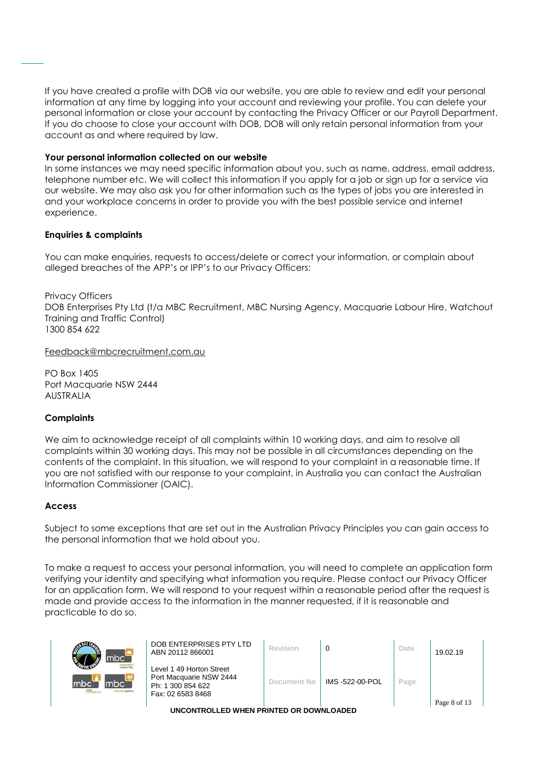If you have created a profile with DOB via our website, you are able to review and edit your personal information at any time by logging into your account and reviewing your profile. You can delete your personal information or close your account by contacting the Privacy Officer or our Payroll Department. If you do choose to close your account with DOB, DOB will only retain personal information from your account as and where required by law.

**Your personal information collected on our website**

In some instances we may need specific information about you, such as name, address, email address, telephone number etc. We will collect this information if you apply for a job or sign up for a service via our website. We may also ask you for other information such as the types of jobs you are interested in and your workplace concerns in order to provide you with the best possible service and internet experience.

**Enquiries & complaints**

You can make enquiries, requests to access/delete or correct your information, or complain about alleged breaches of the APP's or IPP's to our Privacy Officers:

Privacy Officers
DOB Enterprises Pty Ltd (t/a MBC Recruitment, MBC Nursing Agency, Macquarie Labour Hire, Watchout Training and Traffic Control)
1300 854 622

Feedback@mbcrecruitment.com.au

PO Box 1405
Port Macquarie NSW 2444
AUSTRALIA

**Complaints**

We aim to acknowledge receipt of all complaints within 10 working days, and aim to resolve all complaints within 30 working days. This may not be possible in all circumstances depending on the contents of the complaint. In this situation, we will respond to your complaint in a reasonable time. If you are not satisfied with our response to your complaint, in Australia you can contact the Australian Information Commissioner (OAIC).

**Access**

Subject to some exceptions that are set out in the Australian Privacy Principles you can gain access to the personal information that we hold about you.

To make a request to access your personal information, you will need to complete an application form verifying your identity and specifying what information you require. Please contact our Privacy Officer for an application form. We will respond to your request within a reasonable period after the request is made and provide access to the information in the manner requested, if it is reasonable and practicable to do so.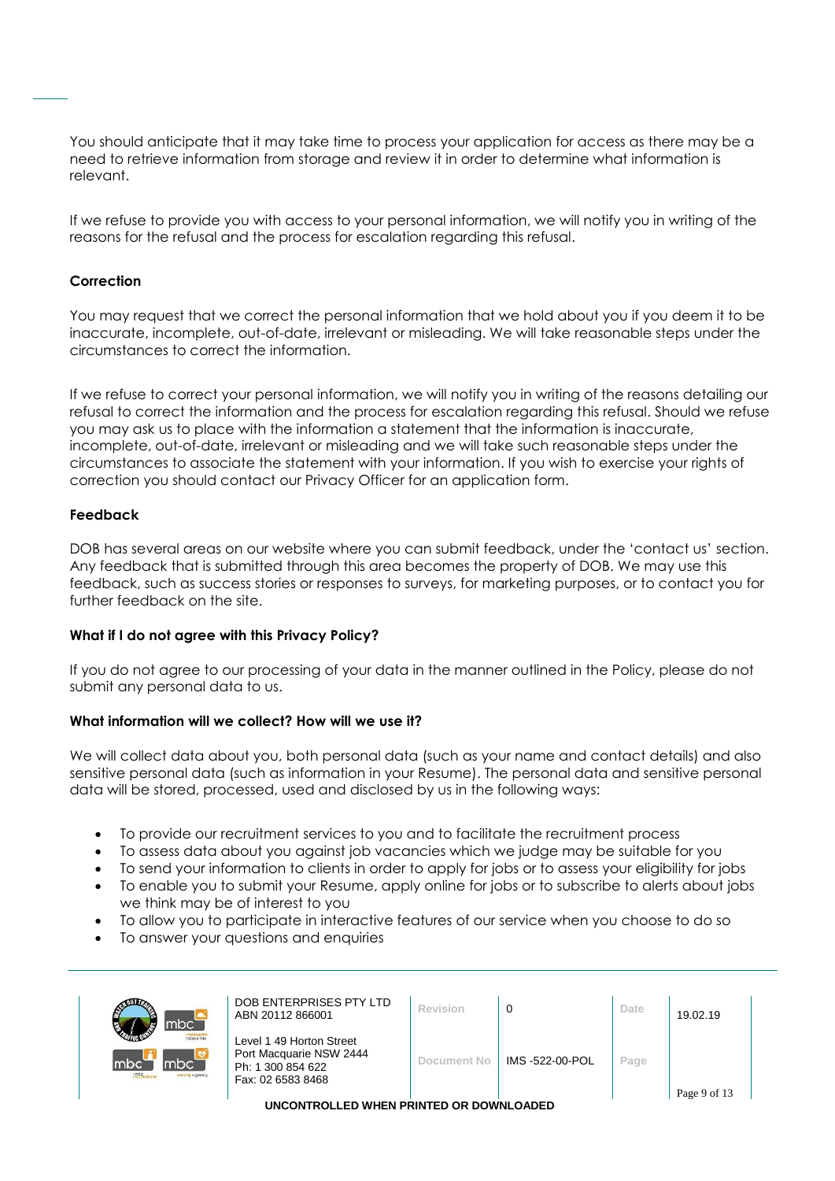You should anticipate that it may take time to process your application for access as there may be a need to retrieve information from storage and review it in order to determine what information is relevant.

If we refuse to provide you with access to your personal information, we will notify you in writing of the reasons for the refusal and the process for escalation regarding this refusal.

**Correction**

You may request that we correct the personal information that we hold about you if you deem it to be inaccurate, incomplete, out-of-date, irrelevant or misleading. We will take reasonable steps under the circumstances to correct the information.

If we refuse to correct your personal information, we will notify you in writing of the reasons detailing our refusal to correct the information and the process for escalation regarding this refusal. Should we refuse you may ask us to place with the information a statement that the information is inaccurate, incomplete, out-of-date, irrelevant or misleading and we will take such reasonable steps under the circumstances to associate the statement with your information. If you wish to exercise your rights of correction you should contact our Privacy Officer for an application form.

**Feedback**

DOB has several areas on our website where you can submit feedback, under the 'contact us' section. Any feedback that is submitted through this area becomes the property of DOB. We may use this feedback, such as success stories or responses to surveys, for marketing purposes, or to contact you for further feedback on the site.

**What if I do not agree with this Privacy Policy?**

If you do not agree to our processing of your data in the manner outlined in the Policy, please do not submit any personal data to us.

**What information will we collect? How will we use it?**

We will collect data about you, both personal data (such as your name and contact details) and also sensitive personal data (such as information in your Resume). The personal data and sensitive personal data will be stored, processed, used and disclosed by us in the following ways:

- To provide our recruitment services to you and to facilitate the recruitment process
- To assess data about you against job vacancies which we judge may be suitable for you
- To send your information to clients in order to apply for jobs or to assess your eligibility for jobs
- To enable you to submit your Resume, apply online for jobs or to subscribe to alerts about jobs we think may be of interest to you
- To allow you to participate in interactive features of our service when you choose to do so
- To answer your questions and enquiries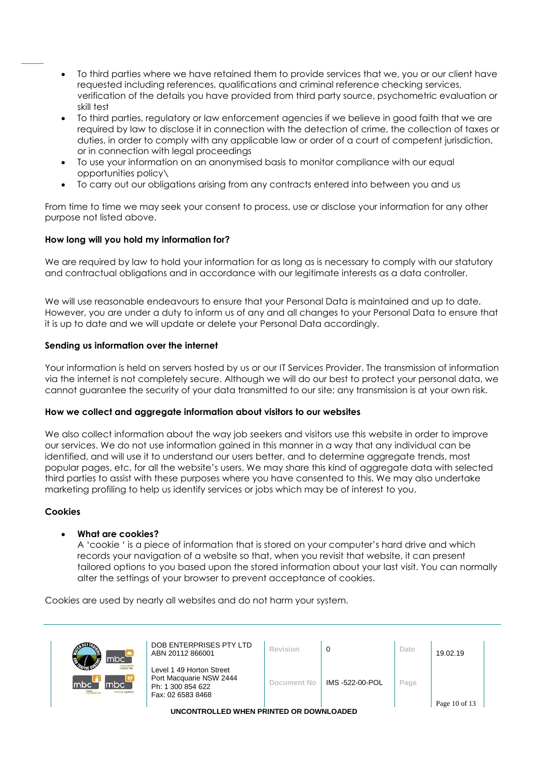- To third parties where we have retained them to provide services that we, you or our client have requested including references, qualifications and criminal reference checking services, verification of the details you have provided from third party source, psychometric evaluation or skill test
- To third parties, regulatory or law enforcement agencies if we believe in good faith that we are required by law to disclose it in connection with the detection of crime, the collection of taxes or duties, in order to comply with any applicable law or order of a court of competent jurisdiction, or in connection with legal proceedings
- To use your information on an anonymised basis to monitor compliance with our equal opportunities policy\
- To carry out our obligations arising from any contracts entered into between you and us

From time to time we may seek your consent to process, use or disclose your information for any other purpose not listed above.

**How long will you hold my information for?**

We are required by law to hold your information for as long as is necessary to comply with our statutory and contractual obligations and in accordance with our legitimate interests as a data controller.

We will use reasonable endeavours to ensure that your Personal Data is maintained and up to date. However, you are under a duty to inform us of any and all changes to your Personal Data to ensure that it is up to date and we will update or delete your Personal Data accordingly.

**Sending us information over the internet**

Your information is held on servers hosted by us or our IT Services Provider. The transmission of information via the internet is not completely secure. Although we will do our best to protect your personal data, we cannot guarantee the security of your data transmitted to our site; any transmission is at your own risk.

**How we collect and aggregate information about visitors to our websites**

We also collect information about the way job seekers and visitors use this website in order to improve our services. We do not use information gained in this manner in a way that any individual can be identified, and will use it to understand our users better, and to determine aggregate trends, most popular pages, etc, for all the website's users. We may share this kind of aggregate data with selected third parties to assist with these purposes where you have consented to this. We may also undertake marketing profiling to help us identify services or jobs which may be of interest to you.

**Cookies**

- **What are cookies?**
  A 'cookie ' is a piece of information that is stored on your computer's hard drive and which records your navigation of a website so that, when you revisit that website, it can present tailored options to you based upon the stored information about your last visit. You can normally alter the settings of your browser to prevent acceptance of cookies.

Cookies are used by nearly all websites and do not harm your system.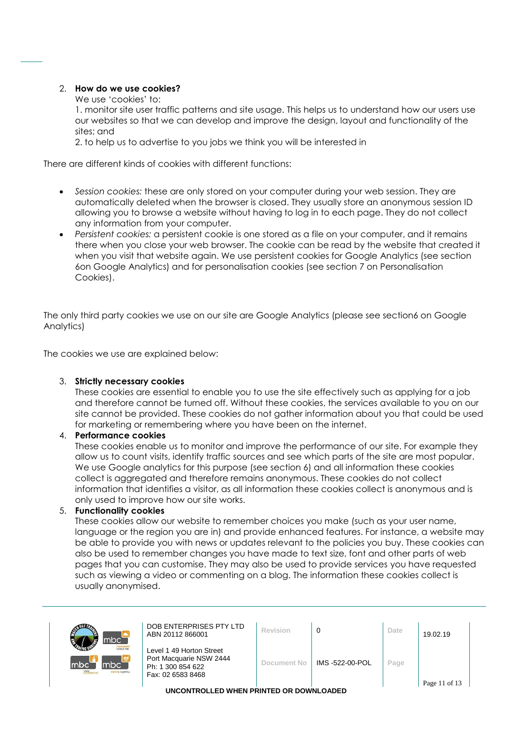2. **How do we use cookies?**

   We use 'cookies' to:

   1. monitor site user traffic patterns and site usage. This helps us to understand how our users use our websites so that we can develop and improve the design, layout and functionality of the sites; and

   2. to help us to advertise to you jobs we think you will be interested in

There are different kinds of cookies with different functions:

- *Session cookies:* these are only stored on your computer during your web session. They are automatically deleted when the browser is closed. They usually store an anonymous session ID allowing you to browse a website without having to log in to each page. They do not collect any information from your computer.
- *Persistent cookies:* a persistent cookie is one stored as a file on your computer, and it remains there when you close your web browser. The cookie can be read by the website that created it when you visit that website again. We use persistent cookies for Google Analytics (see section 6on Google Analytics) and for personalisation cookies (see section 7 on Personalisation Cookies).

The only third party cookies we use on our site are Google Analytics (please see section6 on Google Analytics)

The cookies we use are explained below:

3. **Strictly necessary cookies**

   These cookies are essential to enable you to use the site effectively such as applying for a job and therefore cannot be turned off. Without these cookies, the services available to you on our site cannot be provided. These cookies do not gather information about you that could be used for marketing or remembering where you have been on the internet.

4. **Performance cookies**

   These cookies enable us to monitor and improve the performance of our site. For example they allow us to count visits, identify traffic sources and see which parts of the site are most popular. We use Google analytics for this purpose (see section 6) and all information these cookies collect is aggregated and therefore remains anonymous. These cookies do not collect information that identifies a visitor, as all information these cookies collect is anonymous and is only used to improve how our site works.

5. **Functionality cookies**

   These cookies allow our website to remember choices you make (such as your user name, language or the region you are in) and provide enhanced features. For instance, a website may be able to provide you with news or updates relevant to the policies you buy. These cookies can also be used to remember changes you have made to text size, font and other parts of web pages that you can customise. They may also be used to provide services you have requested such as viewing a video or commenting on a blog. The information these cookies collect is usually anonymised.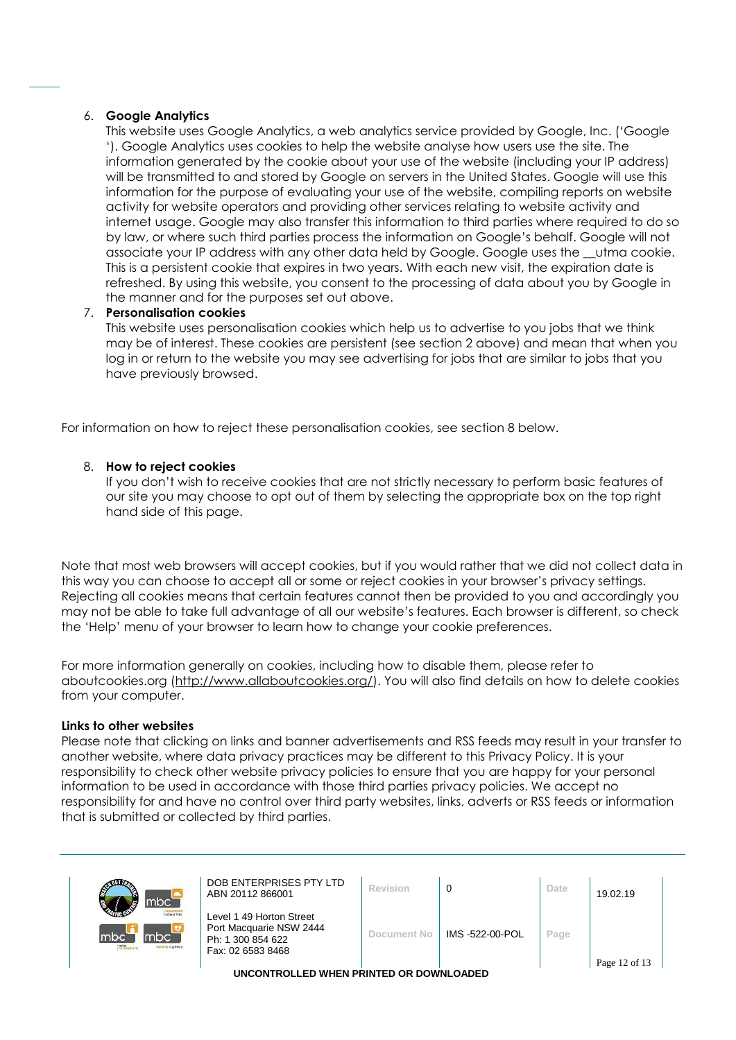6. **Google Analytics**
   This website uses Google Analytics, a web analytics service provided by Google, Inc. ('Google '). Google Analytics uses cookies to help the website analyse how users use the site. The information generated by the cookie about your use of the website (including your IP address) will be transmitted to and stored by Google on servers in the United States. Google will use this information for the purpose of evaluating your use of the website, compiling reports on website activity for website operators and providing other services relating to website activity and internet usage. Google may also transfer this information to third parties where required to do so by law, or where such third parties process the information on Google's behalf. Google will not associate your IP address with any other data held by Google. Google uses the __utma cookie. This is a persistent cookie that expires in two years. With each new visit, the expiration date is refreshed. By using this website, you consent to the processing of data about you by Google in the manner and for the purposes set out above.
7. **Personalisation cookies**
   This website uses personalisation cookies which help us to advertise to you jobs that we think may be of interest. These cookies are persistent (see section 2 above) and mean that when you log in or return to the website you may see advertising for jobs that are similar to jobs that you have previously browsed.

For information on how to reject these personalisation cookies, see section 8 below.

8. **How to reject cookies**
   If you don't wish to receive cookies that are not strictly necessary to perform basic features of our site you may choose to opt out of them by selecting the appropriate box on the top right hand side of this page.

Note that most web browsers will accept cookies, but if you would rather that we did not collect data in this way you can choose to accept all or some or reject cookies in your browser's privacy settings. Rejecting all cookies means that certain features cannot then be provided to you and accordingly you may not be able to take full advantage of all our website's features. Each browser is different, so check the 'Help' menu of your browser to learn how to change your cookie preferences.

For more information generally on cookies, including how to disable them, please refer to aboutcookies.org (http://www.allaboutcookies.org/). You will also find details on how to delete cookies from your computer.

**Links to other websites**

Please note that clicking on links and banner advertisements and RSS feeds may result in your transfer to another website, where data privacy practices may be different to this Privacy Policy. It is your responsibility to check other website privacy policies to ensure that you are happy for your personal information to be used in accordance with those third parties privacy policies. We accept no responsibility for and have no control over third party websites, links, adverts or RSS feeds or information that is submitted or collected by third parties.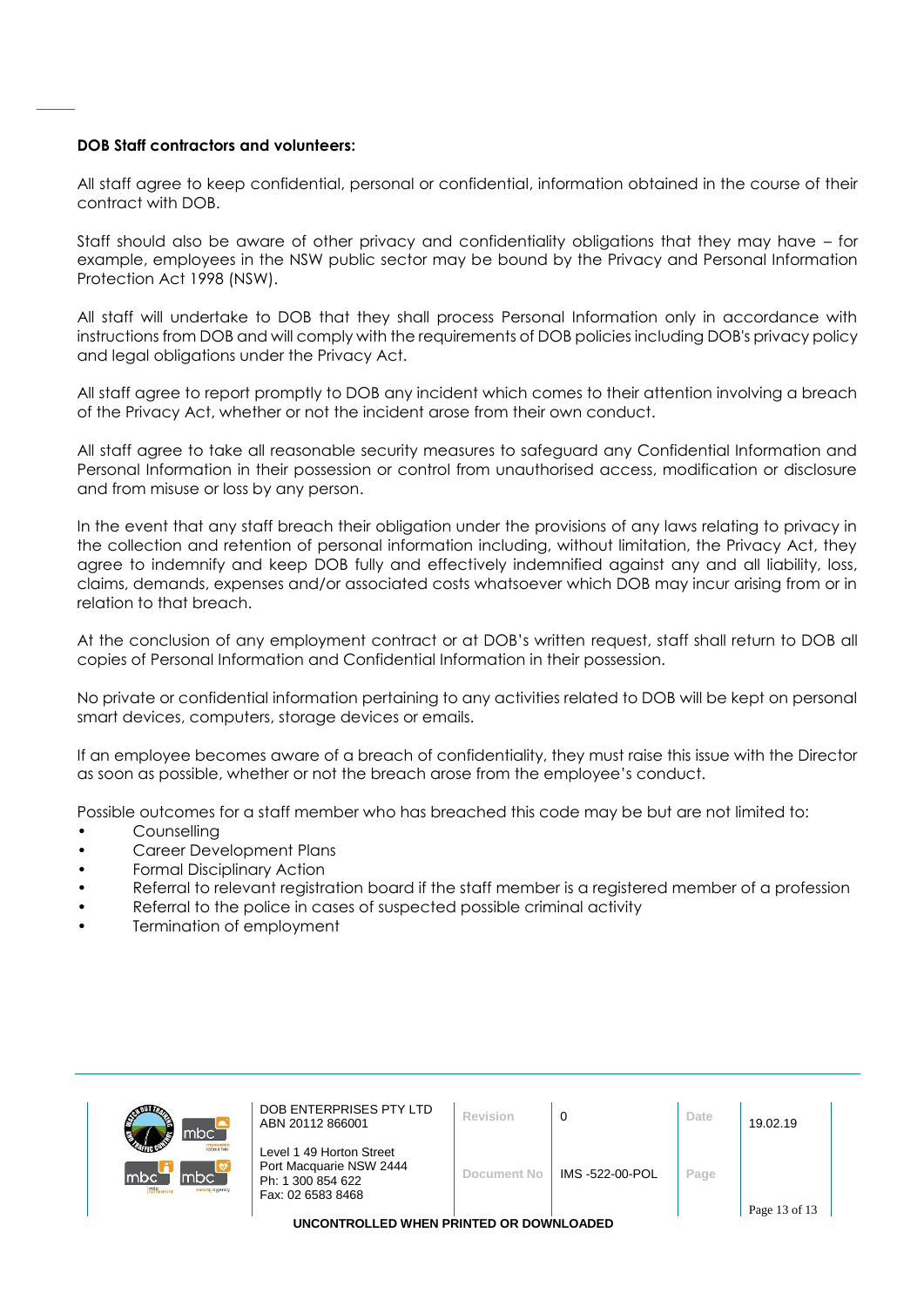**DOB Staff contractors and volunteers:**

All staff agree to keep confidential, personal or confidential, information obtained in the course of their contract with DOB.

Staff should also be aware of other privacy and confidentiality obligations that they may have – for example, employees in the NSW public sector may be bound by the Privacy and Personal Information Protection Act 1998 (NSW).

All staff will undertake to DOB that they shall process Personal Information only in accordance with instructions from DOB and will comply with the requirements of DOB policies including DOB's privacy policy and legal obligations under the Privacy Act.

All staff agree to report promptly to DOB any incident which comes to their attention involving a breach of the Privacy Act, whether or not the incident arose from their own conduct.

All staff agree to take all reasonable security measures to safeguard any Confidential Information and Personal Information in their possession or control from unauthorised access, modification or disclosure and from misuse or loss by any person.

In the event that any staff breach their obligation under the provisions of any laws relating to privacy in the collection and retention of personal information including, without limitation, the Privacy Act, they agree to indemnify and keep DOB fully and effectively indemnified against any and all liability, loss, claims, demands, expenses and/or associated costs whatsoever which DOB may incur arising from or in relation to that breach.

At the conclusion of any employment contract or at DOB's written request, staff shall return to DOB all copies of Personal Information and Confidential Information in their possession.

No private or confidential information pertaining to any activities related to DOB will be kept on personal smart devices, computers, storage devices or emails.

If an employee becomes aware of a breach of confidentiality, they must raise this issue with the Director as soon as possible, whether or not the breach arose from the employee's conduct.

Possible outcomes for a staff member who has breached this code may be but are not limited to:

- Counselling
- Career Development Plans
- Formal Disciplinary Action
- Referral to relevant registration board if the staff member is a registered member of a profession
- Referral to the police in cases of suspected possible criminal activity
- Termination of employment